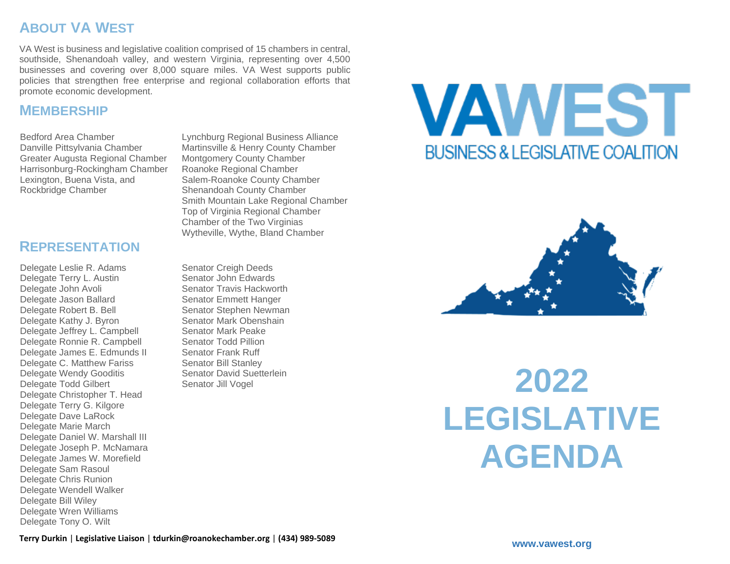## About VA West

VA West is business and legislative coalition comprised of 15 chambers in central, southside, Shenandoah valley, and western Virginia, representing over 4,500 businesses and covering over 8,000 square miles. VA West supports public policies that strengthen free enterprise and regional collaboration efforts that promote economic development.

## Membership

Bedford Area Chamber
Danville Pittsylvania Chamber
Greater Augusta Regional Chamber
Harrisonburg-Rockingham Chamber
Lexington, Buena Vista, and Rockbridge Chamber
Lynchburg Regional Business Alliance
Martinsville & Henry County Chamber
Montgomery County Chamber
Roanoke Regional Chamber
Salem-Roanoke County Chamber
Shenandoah County Chamber
Smith Mountain Lake Regional Chamber
Top of Virginia Regional Chamber
Chamber of the Two Virginias
Wytheville, Wythe, Bland Chamber

## Representation

Delegate Leslie R. Adams
Delegate Terry L. Austin
Delegate John Avoli
Delegate Jason Ballard
Delegate Robert B. Bell
Delegate Kathy J. Byron
Delegate Jeffrey L. Campbell
Delegate Ronnie R. Campbell
Delegate James E. Edmunds II
Delegate C. Matthew Fariss
Delegate Wendy Gooditis
Delegate Todd Gilbert
Delegate Christopher T. Head
Delegate Terry G. Kilgore
Delegate Dave LaRock
Delegate Marie March
Delegate Daniel W. Marshall III
Delegate Joseph P. McNamara
Delegate James W. Morefield
Delegate Sam Rasoul
Delegate Chris Runion
Delegate Wendell Walker
Delegate Bill Wiley
Delegate Wren Williams
Delegate Tony O. Wilt

Senator Creigh Deeds
Senator John Edwards
Senator Travis Hackworth
Senator Emmett Hanger
Senator Stephen Newman
Senator Mark Obenshain
Senator Mark Peake
Senator Todd Pillion
Senator Frank Ruff
Senator Bill Stanley
Senator David Suetterlein
Senator Jill Vogel

**Terry Durkin | Legislative Liaison | tdurkin@roanokechamber.org | (434) 989-5089**

# VAWEST

BUSINESS & LEGISLATIVE COALITION

# 2022 LEGISLATIVE AGENDA

www.vawest.org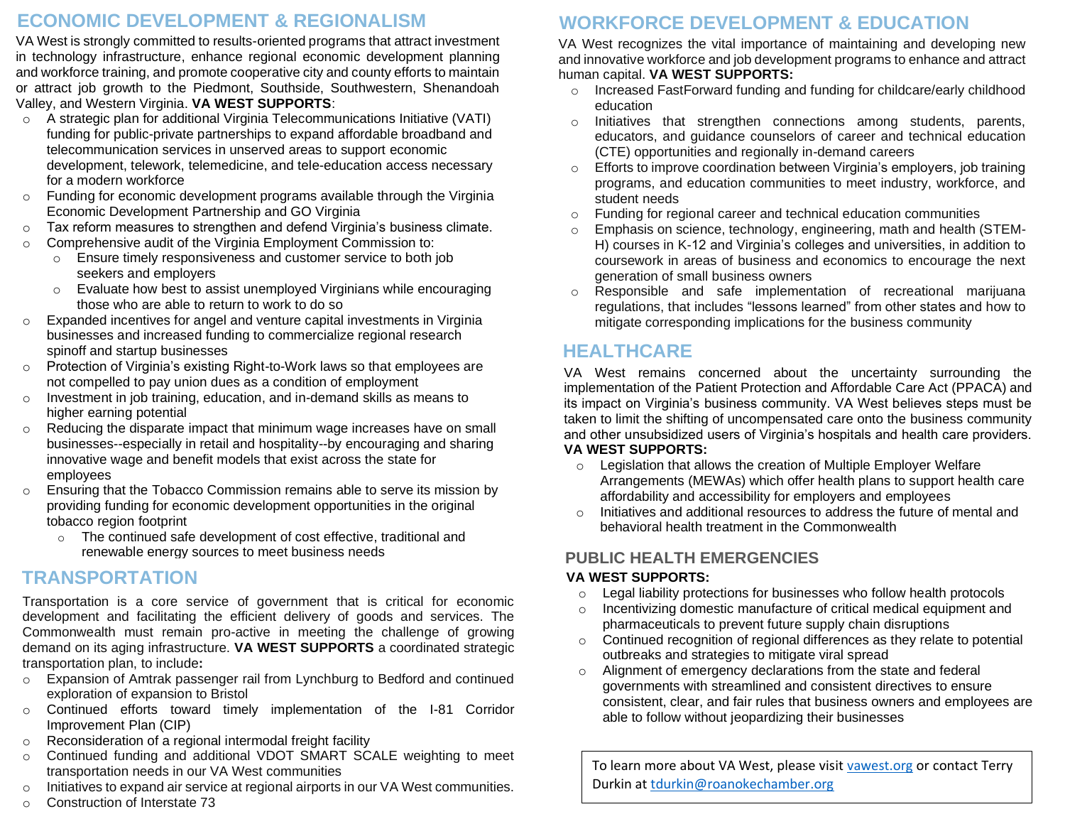## ECONOMIC DEVELOPMENT & REGIONALISM

VA West is strongly committed to results-oriented programs that attract investment in technology infrastructure, enhance regional economic development planning and workforce training, and promote cooperative city and county efforts to maintain or attract job growth to the Piedmont, Southside, Southwestern, Shenandoah Valley, and Western Virginia. **VA WEST SUPPORTS**:

- A strategic plan for additional Virginia Telecommunications Initiative (VATI) funding for public-private partnerships to expand affordable broadband and telecommunication services in unserved areas to support economic development, telework, telemedicine, and tele-education access necessary for a modern workforce
- Funding for economic development programs available through the Virginia Economic Development Partnership and GO Virginia
- Tax reform measures to strengthen and defend Virginia's business climate.
- Comprehensive audit of the Virginia Employment Commission to:
  - Ensure timely responsiveness and customer service to both job seekers and employers
  - Evaluate how best to assist unemployed Virginians while encouraging those who are able to return to work to do so
- Expanded incentives for angel and venture capital investments in Virginia businesses and increased funding to commercialize regional research spinoff and startup businesses
- Protection of Virginia's existing Right-to-Work laws so that employees are not compelled to pay union dues as a condition of employment
- Investment in job training, education, and in-demand skills as means to higher earning potential
- Reducing the disparate impact that minimum wage increases have on small businesses--especially in retail and hospitality--by encouraging and sharing innovative wage and benefit models that exist across the state for employees
- Ensuring that the Tobacco Commission remains able to serve its mission by providing funding for economic development opportunities in the original tobacco region footprint
  - The continued safe development of cost effective, traditional and renewable energy sources to meet business needs

## TRANSPORTATION

Transportation is a core service of government that is critical for economic development and facilitating the efficient delivery of goods and services. The Commonwealth must remain pro-active in meeting the challenge of growing demand on its aging infrastructure. **VA WEST SUPPORTS** a coordinated strategic transportation plan, to include**:**

- Expansion of Amtrak passenger rail from Lynchburg to Bedford and continued exploration of expansion to Bristol
- Continued efforts toward timely implementation of the I-81 Corridor Improvement Plan (CIP)
- Reconsideration of a regional intermodal freight facility
- Continued funding and additional VDOT SMART SCALE weighting to meet transportation needs in our VA West communities
- Initiatives to expand air service at regional airports in our VA West communities.
- Construction of Interstate 73

## WORKFORCE DEVELOPMENT & EDUCATION

VA West recognizes the vital importance of maintaining and developing new and innovative workforce and job development programs to enhance and attract human capital. **VA WEST SUPPORTS:**

- Increased FastForward funding and funding for childcare/early childhood education
- Initiatives that strengthen connections among students, parents, educators, and guidance counselors of career and technical education (CTE) opportunities and regionally in-demand careers
- Efforts to improve coordination between Virginia's employers, job training programs, and education communities to meet industry, workforce, and student needs
- Funding for regional career and technical education communities
- Emphasis on science, technology, engineering, math and health (STEM-H) courses in K-12 and Virginia's colleges and universities, in addition to coursework in areas of business and economics to encourage the next generation of small business owners
- Responsible and safe implementation of recreational marijuana regulations, that includes "lessons learned" from other states and how to mitigate corresponding implications for the business community

## HEALTHCARE

VA West remains concerned about the uncertainty surrounding the implementation of the Patient Protection and Affordable Care Act (PPACA) and its impact on Virginia's business community. VA West believes steps must be taken to limit the shifting of uncompensated care onto the business community and other unsubsidized users of Virginia's hospitals and health care providers. **VA WEST SUPPORTS:**

- Legislation that allows the creation of Multiple Employer Welfare Arrangements (MEWAs) which offer health plans to support health care affordability and accessibility for employers and employees
- Initiatives and additional resources to address the future of mental and behavioral health treatment in the Commonwealth

### PUBLIC HEALTH EMERGENCIES

**VA WEST SUPPORTS:**

- Legal liability protections for businesses who follow health protocols
- Incentivizing domestic manufacture of critical medical equipment and pharmaceuticals to prevent future supply chain disruptions
- Continued recognition of regional differences as they relate to potential outbreaks and strategies to mitigate viral spread
- Alignment of emergency declarations from the state and federal governments with streamlined and consistent directives to ensure consistent, clear, and fair rules that business owners and employees are able to follow without jeopardizing their businesses

To learn more about VA West, please visit vawest.org or contact Terry Durkin at tdurkin@roanokechamber.org